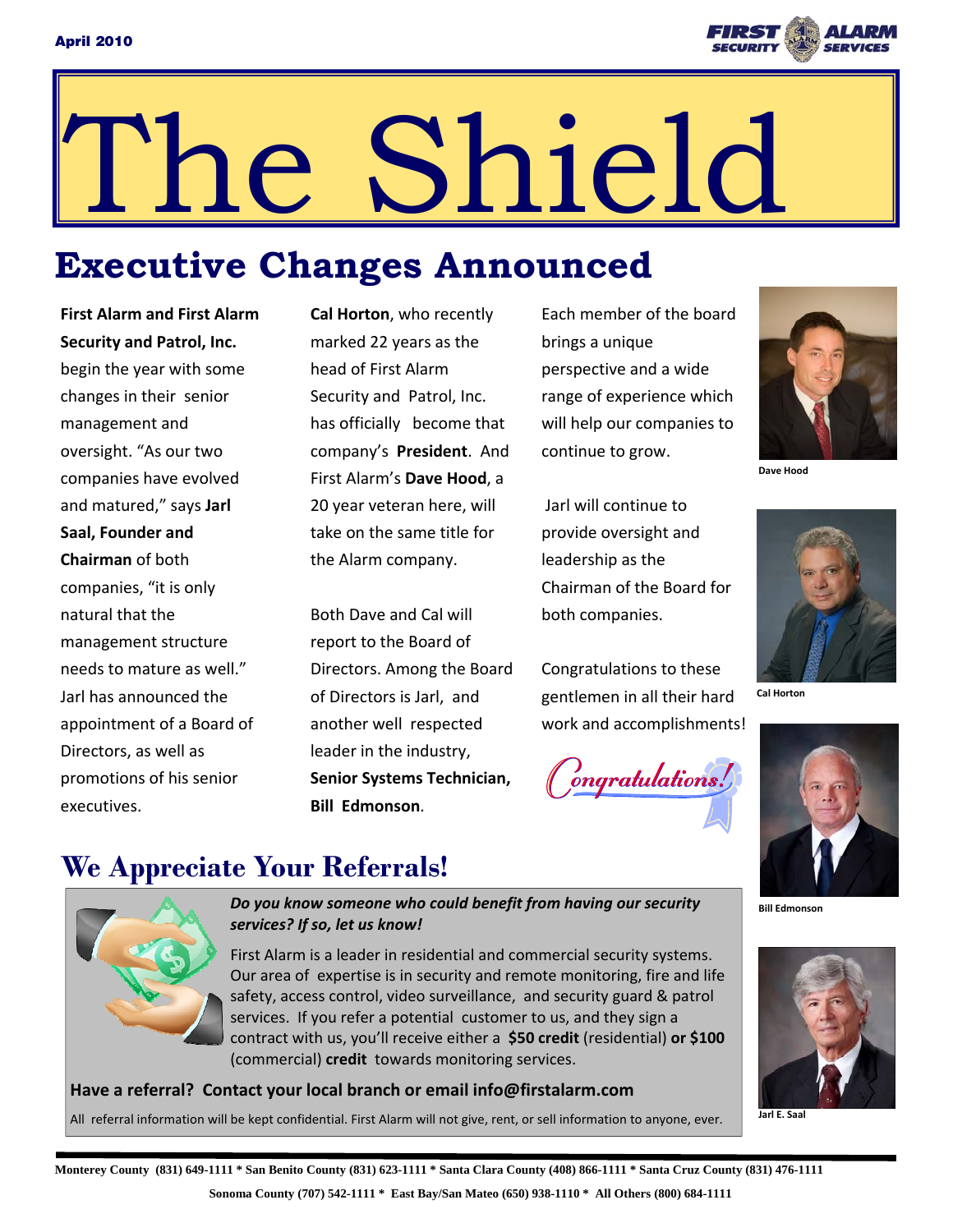April 2010

# The Shield

## Executive Changes Announced

**First Alarm and First Alarm Security and Patrol, Inc.** begin the year with some changes in their senior management and oversight. "As our two companies have evolved and matured," says **Jarl Saal, Founder and Chairman** of both companies, "it is only natural that the management structure needs to mature as well." Jarl has announced the appointment of a Board of Directors, as well as promotions of his senior executives.

**Cal Horton**, who recently marked 22 years as the head of First Alarm Security and Patrol, Inc. has officially become that company's **President**. And First Alarm's **Dave Hood**, a 20 year veteran here, will take on the same title for the Alarm company.

Both Dave and Cal will report to the Board of Directors. Among the Board of Directors is Jarl, and another well respected leader in the industry, **Senior Systems Technician, Bill Edmonson**.

Each member of the board brings a unique perspective and a wide range of experience which will help our companies to continue to grow.

Jarl will continue to provide oversight and leadership as the Chairman of the Board for both companies.

Congratulations to these gentlemen in all their hard work and accomplishments!

Congratulations!

Dave Hood

Cal Horton

Bill Edmonson

Jarl E. Saal

## We Appreciate Your Referrals!

***Do you know someone who could benefit from having our security services? If so, let us know!***

First Alarm is a leader in residential and commercial security systems. Our area of expertise is in security and remote monitoring, fire and life safety, access control, video surveillance, and security guard & patrol services. If you refer a potential customer to us, and they sign a contract with us, you'll receive either a **$50 credit** (residential) **or $100** (commercial) **credit** towards monitoring services.

**Have a referral? Contact your local branch or email info@firstalarm.com**

All referral information will be kept confidential. First Alarm will not give, rent, or sell information to anyone, ever.

**Monterey County (831) 649-1111 * San Benito County (831) 623-1111 * Santa Clara County (408) 866-1111 * Santa Cruz County (831) 476-1111**

**Sonoma County (707) 542-1111 * East Bay/San Mateo (650) 938-1110 * All Others (800) 684-1111**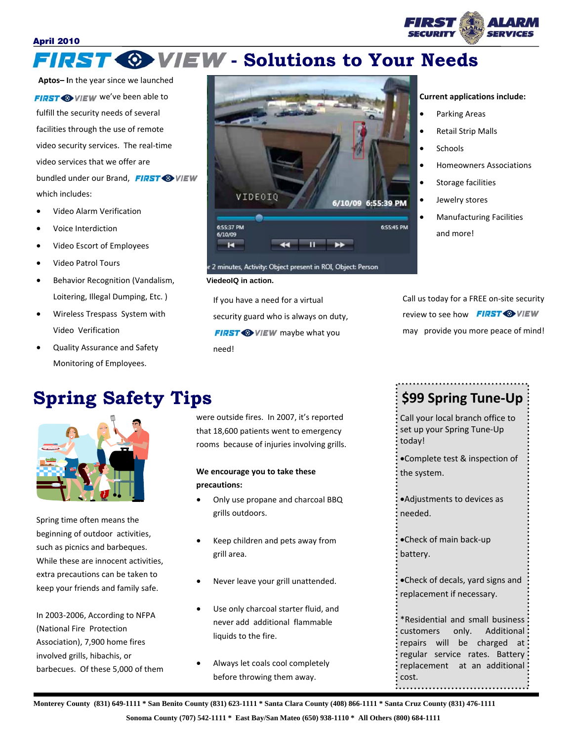April 2010

# FIRST VIEW - Solutions to Your Needs

**Aptos–** In the year since we launched FIRST VIEW we've been able to fulfill the security needs of several facilities through the use of remote video security services. The real-time video services that we offer are bundled under our Brand, FIRST VIEW which includes:

- Video Alarm Verification
- Voice Interdiction
- Video Escort of Employees
- Video Patrol Tours
- Behavior Recognition (Vandalism, Loitering, Illegal Dumping, Etc. )
- Wireless Trespass System with Video Verification
- Quality Assurance and Safety Monitoring of Employees.

VIDEOIQ 6/10/09 6:55:39 PM

6:55:37 PM 6/10/09 6:55:45 PM

r 2 minutes, Activity: Object present in ROI, Object: Person

**VideoIQ in action.**

If you have a need for a virtual security guard who is always on duty, FIRST VIEW maybe what you need!

**Current applications include:**

- Parking Areas
- Retail Strip Malls
- Schools
- Homeowners Associations
- Storage facilities
- Jewelry stores
- Manufacturing Facilities

  and more!

Call us today for a FREE on-site security review to see how FIRST VIEW may provide you more peace of mind!

# Spring Safety Tips

Spring time often means the beginning of outdoor activities, such as picnics and barbeques. While these are innocent activities, extra precautions can be taken to keep your friends and family safe.

In 2003-2006, According to NFPA (National Fire Protection Association), 7,900 home fires involved grills, hibachis, or barbecues. Of these 5,000 of them were outside fires. In 2007, it's reported that 18,600 patients went to emergency rooms because of injuries involving grills.

**We encourage you to take these precautions:**

- Only use propane and charcoal BBQ grills outdoors.
- Keep children and pets away from grill area.
- Never leave your grill unattended.
- Use only charcoal starter fluid, and never add additional flammable liquids to the fire.
- Always let coals cool completely before throwing them away.

## $99 Spring Tune-Up

Call your local branch office to set up your Spring Tune-Up today!

- Complete test & inspection of the system.
- Adjustments to devices as needed.
- Check of main back-up battery.
- Check of decals, yard signs and replacement if necessary.

*Residential and small business customers only. Additional repairs will be charged at regular service rates. Battery replacement at an additional cost.

**Monterey County (831) 649-1111 * San Benito County (831) 623-1111 * Santa Clara County (408) 866-1111 * Santa Cruz County (831) 476-1111**

**Sonoma County (707) 542-1111 * East Bay/San Mateo (650) 938-1110 * All Others (800) 684-1111**